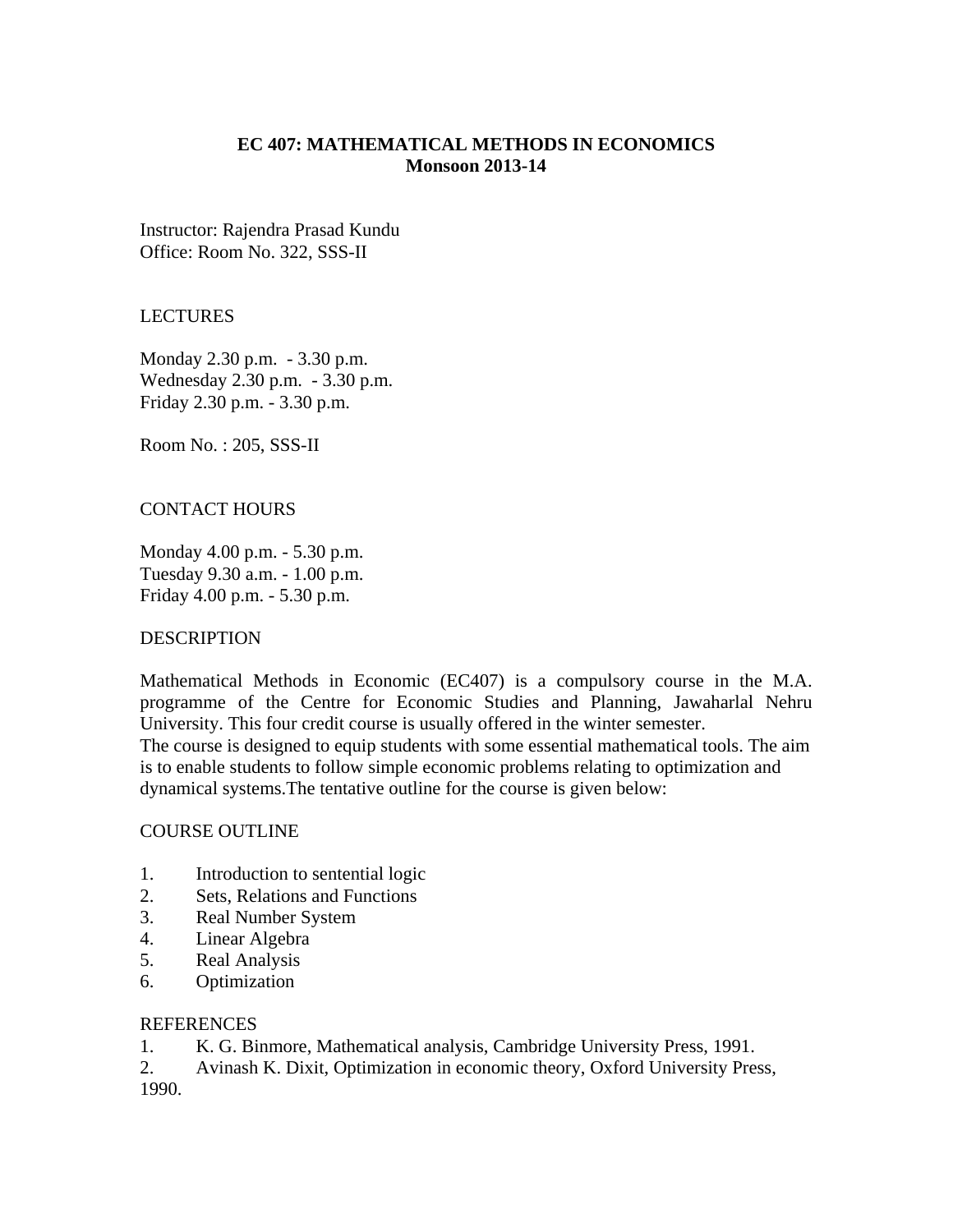# EC 407: MATHEMATICAL METHODS IN ECONOMICS
## Monsoon 2013-14

Instructor: Rajendra Prasad Kundu
Office: Room No. 322, SSS-II

LECTURES

Monday 2.30 p.m. - 3.30 p.m.
Wednesday 2.30 p.m. - 3.30 p.m.
Friday 2.30 p.m. - 3.30 p.m.

Room No. : 205, SSS-II

CONTACT HOURS

Monday 4.00 p.m. - 5.30 p.m.
Tuesday 9.30 a.m. - 1.00 p.m.
Friday 4.00 p.m. - 5.30 p.m.

DESCRIPTION

Mathematical Methods in Economic (EC407) is a compulsory course in the M.A. programme of the Centre for Economic Studies and Planning, Jawaharlal Nehru University. This four credit course is usually offered in the winter semester.
The course is designed to equip students with some essential mathematical tools. The aim is to enable students to follow simple economic problems relating to optimization and dynamical systems.The tentative outline for the course is given below:

COURSE OUTLINE

1. Introduction to sentential logic
2. Sets, Relations and Functions
3. Real Number System
4. Linear Algebra
5. Real Analysis
6. Optimization

REFERENCES

1. K. G. Binmore, Mathematical analysis, Cambridge University Press, 1991.
2. Avinash K. Dixit, Optimization in economic theory, Oxford University Press, 1990.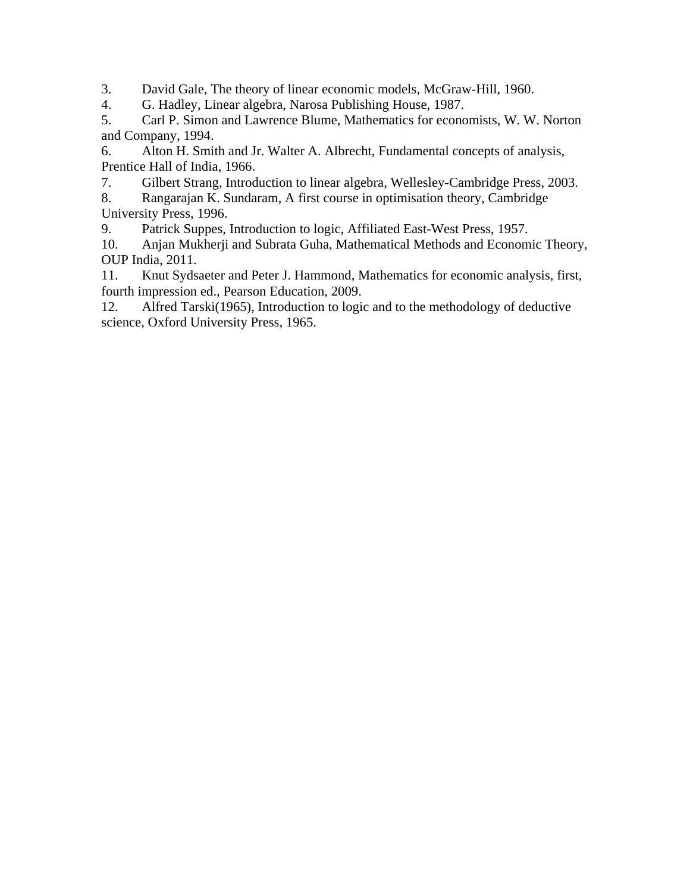3. David Gale, The theory of linear economic models, McGraw-Hill, 1960.
4. G. Hadley, Linear algebra, Narosa Publishing House, 1987.
5. Carl P. Simon and Lawrence Blume, Mathematics for economists, W. W. Norton and Company, 1994.
6. Alton H. Smith and Jr. Walter A. Albrecht, Fundamental concepts of analysis, Prentice Hall of India, 1966.
7. Gilbert Strang, Introduction to linear algebra, Wellesley-Cambridge Press, 2003.
8. Rangarajan K. Sundaram, A first course in optimisation theory, Cambridge University Press, 1996.
9. Patrick Suppes, Introduction to logic, Affiliated East-West Press, 1957.
10. Anjan Mukherji and Subrata Guha, Mathematical Methods and Economic Theory, OUP India, 2011.
11. Knut Sydsaeter and Peter J. Hammond, Mathematics for economic analysis, first, fourth impression ed., Pearson Education, 2009.
12. Alfred Tarski(1965), Introduction to logic and to the methodology of deductive science, Oxford University Press, 1965.